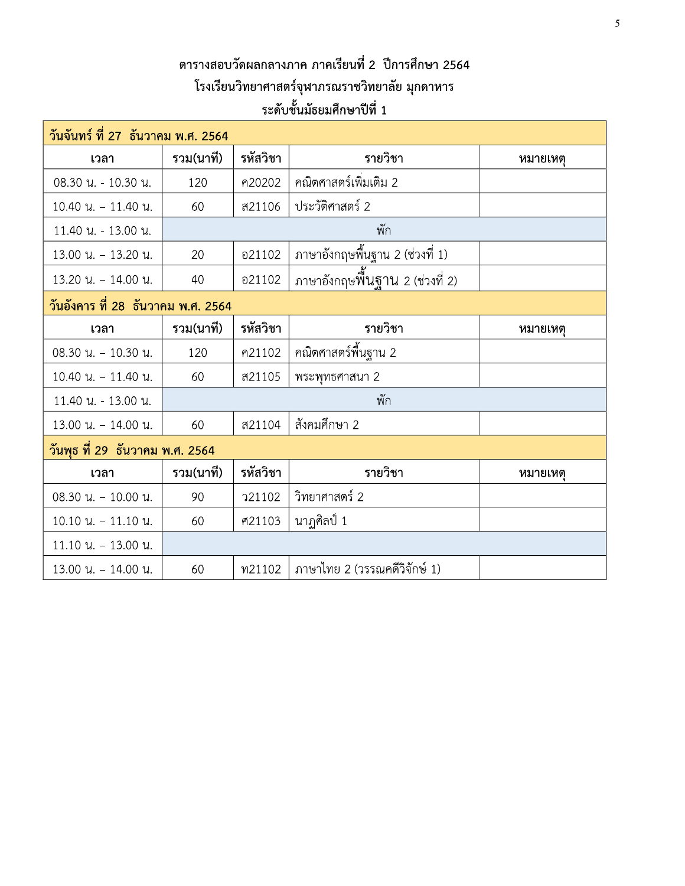# ตารางสอบวัดผลกลางภาค ภาคเรียนที่ 2 ปีการศึกษา 2564

## โรงเรียนวิทยาศาสตร์จุฬาภรณราชวิทยาลัย มุกดาหาร

## ระดับชั้นมัธยมศึกษาปีที่ 1

| **วันจันทร์ ที่ 27 ธันวาคม พ.ศ. 2564** | | | | |
|---|---|---|---|---|
| **เวลา** | **รวม(นาที)** | **รหัสวิชา** | **รายวิชา** | **หมายเหตุ** |
| 08.30 น. - 10.30 น. | 120 | ค20202 | คณิตศาสตร์เพิ่มเติม 2 | |
| 10.40 น. – 11.40 น. | 60 | ส21106 | ประวัติศาสตร์ 2 | |
| 11.40 น. - 13.00 น. | พัก | | | |
| 13.00 น. – 13.20 น. | 20 | อ21102 | ภาษาอังกฤษพื้นฐาน 2 (ช่วงที่ 1) | |
| 13.20 น. – 14.00 น. | 40 | อ21102 | ภาษาอังกฤษพื้นฐาน 2 (ช่วงที่ 2) | |
| **วันอังคาร ที่ 28 ธันวาคม พ.ศ. 2564** | | | | |
| **เวลา** | **รวม(นาที)** | **รหัสวิชา** | **รายวิชา** | **หมายเหตุ** |
| 08.30 น. – 10.30 น. | 120 | ค21102 | คณิตศาสตร์พื้นฐาน 2 | |
| 10.40 น. – 11.40 น. | 60 | ส21105 | พระพุทธศาสนา 2 | |
| 11.40 น. - 13.00 น. | พัก | | | |
| 13.00 น. – 14.00 น. | 60 | ส21104 | สังคมศึกษา 2 | |
| **วันพุธ ที่ 29 ธันวาคม พ.ศ. 2564** | | | | |
| **เวลา** | **รวม(นาที)** | **รหัสวิชา** | **รายวิชา** | **หมายเหตุ** |
| 08.30 น. – 10.00 น. | 90 | ว21102 | วิทยาศาสตร์ 2 | |
| 10.10 น. – 11.10 น. | 60 | ศ21103 | นาฏศิลป์ 1 | |
| 11.10 น. – 13.00 น. | | | | |
| 13.00 น. – 14.00 น. | 60 | ท21102 | ภาษาไทย 2 (วรรณคดีวิจักษ์ 1) | |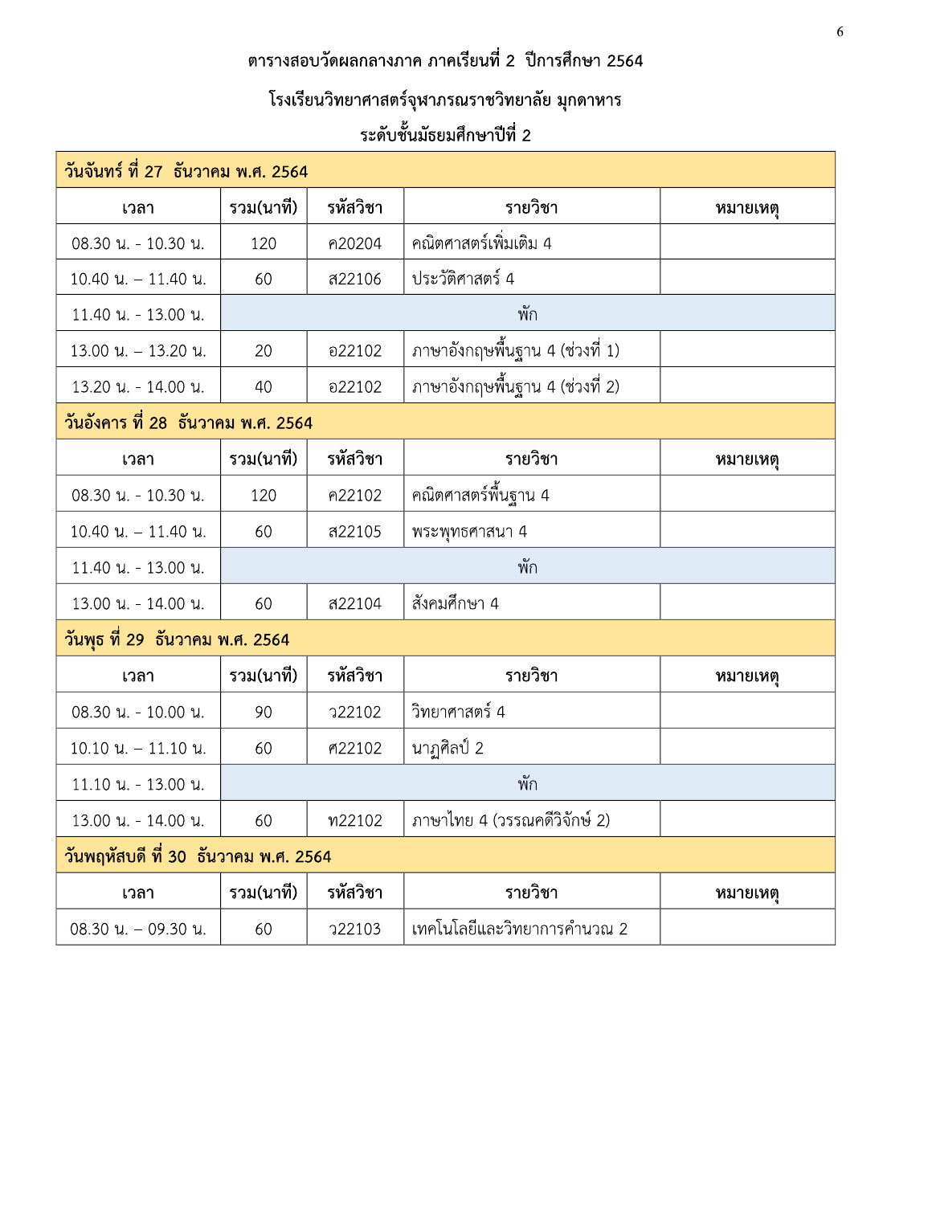ตารางสอบวัดผลกลางภาค ภาคเรียนที่ 2 ปีการศึกษา 2564

โรงเรียนวิทยาศาสตร์จุฬาภรณราชวิทยาลัย มุกดาหาร

ระดับชั้นมัธยมศึกษาปีที่ 2

| วันจันทร์ ที่ 27 ธันวาคม พ.ศ. 2564 | | | | |
|---|---|---|---|---|
| เวลา | รวม(นาที) | รหัสวิชา | รายวิชา | หมายเหตุ |
| 08.30 น. - 10.30 น. | 120 | ค20204 | คณิตศาสตร์เพิ่มเติม 4 | |
| 10.40 น. – 11.40 น. | 60 | ส22106 | ประวัติศาสตร์ 4 | |
| 11.40 น. - 13.00 น. | พัก | | | |
| 13.00 น. – 13.20 น. | 20 | อ22102 | ภาษาอังกฤษพื้นฐาน 4 (ช่วงที่ 1) | |
| 13.20 น. - 14.00 น. | 40 | อ22102 | ภาษาอังกฤษพื้นฐาน 4 (ช่วงที่ 2) | |
| **วันอังคาร ที่ 28 ธันวาคม พ.ศ. 2564** | | | | |
| เวลา | รวม(นาที) | รหัสวิชา | รายวิชา | หมายเหตุ |
| 08.30 น. - 10.30 น. | 120 | ค22102 | คณิตศาสตร์พื้นฐาน 4 | |
| 10.40 น. – 11.40 น. | 60 | ส22105 | พระพุทธศาสนา 4 | |
| 11.40 น. - 13.00 น. | พัก | | | |
| 13.00 น. - 14.00 น. | 60 | ส22104 | สังคมศึกษา 4 | |
| **วันพุธ ที่ 29 ธันวาคม พ.ศ. 2564** | | | | |
| เวลา | รวม(นาที) | รหัสวิชา | รายวิชา | หมายเหตุ |
| 08.30 น. - 10.00 น. | 90 | ว22102 | วิทยาศาสตร์ 4 | |
| 10.10 น. – 11.10 น. | 60 | ศ22102 | นาฏศิลป์ 2 | |
| 11.10 น. - 13.00 น. | พัก | | | |
| 13.00 น. - 14.00 น. | 60 | ท22102 | ภาษาไทย 4 (วรรณคดีวิจักษ์ 2) | |
| **วันพฤหัสบดี ที่ 30 ธันวาคม พ.ศ. 2564** | | | | |
| เวลา | รวม(นาที) | รหัสวิชา | รายวิชา | หมายเหตุ |
| 08.30 น. – 09.30 น. | 60 | ว22103 | เทคโนโลยีและวิทยาการคำนวณ 2 | |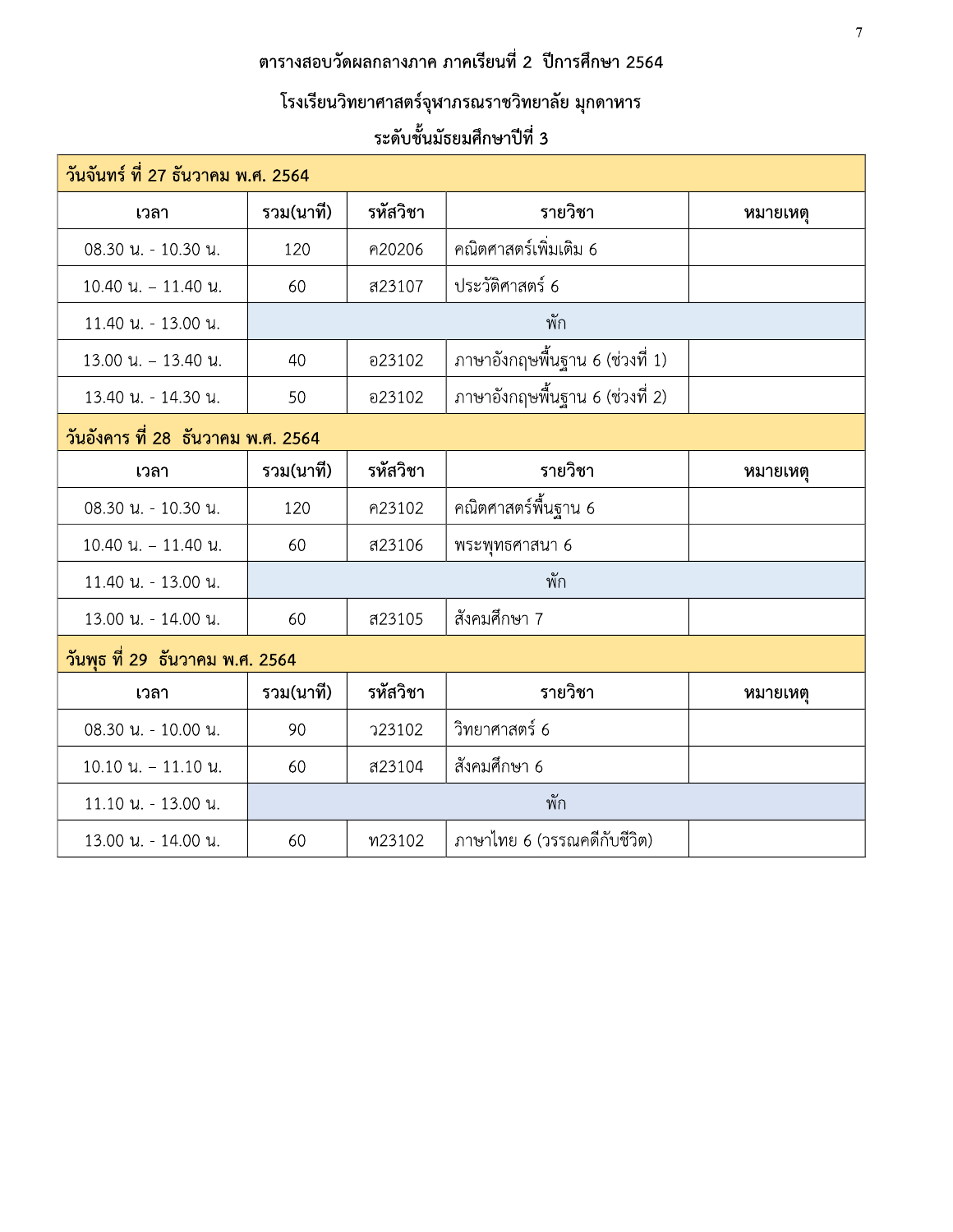**ตารางสอบวัดผลกลางภาค ภาคเรียนที่ 2 ปีการศึกษา 2564**

**โรงเรียนวิทยาศาสตร์จุฬาภรณราชวิทยาลัย มุกดาหาร**

**ระดับชั้นมัธยมศึกษาปีที่ 3**

| **วันจันทร์ ที่ 27 ธันวาคม พ.ศ. 2564** | | | | |
|---|---|---|---|---|
| **เวลา** | **รวม(นาที)** | **รหัสวิชา** | **รายวิชา** | **หมายเหตุ** |
| 08.30 น. - 10.30 น. | 120 | ค20206 | คณิตศาสตร์เพิ่มเติม 6 | |
| 10.40 น. – 11.40 น. | 60 | ส23107 | ประวัติศาสตร์ 6 | |
| 11.40 น. - 13.00 น. | พัก | | | |
| 13.00 น. – 13.40 น. | 40 | อ23102 | ภาษาอังกฤษพื้นฐาน 6 (ช่วงที่ 1) | |
| 13.40 น. - 14.30 น. | 50 | อ23102 | ภาษาอังกฤษพื้นฐาน 6 (ช่วงที่ 2) | |
| **วันอังคาร ที่ 28 ธันวาคม พ.ศ. 2564** | | | | |
| **เวลา** | **รวม(นาที)** | **รหัสวิชา** | **รายวิชา** | **หมายเหตุ** |
| 08.30 น. - 10.30 น. | 120 | ค23102 | คณิตศาสตร์พื้นฐาน 6 | |
| 10.40 น. – 11.40 น. | 60 | ส23106 | พระพุทธศาสนา 6 | |
| 11.40 น. - 13.00 น. | พัก | | | |
| 13.00 น. - 14.00 น. | 60 | ส23105 | สังคมศึกษา 7 | |
| **วันพุธ ที่ 29 ธันวาคม พ.ศ. 2564** | | | | |
| **เวลา** | **รวม(นาที)** | **รหัสวิชา** | **รายวิชา** | **หมายเหตุ** |
| 08.30 น. - 10.00 น. | 90 | ว23102 | วิทยาศาสตร์ 6 | |
| 10.10 น. – 11.10 น. | 60 | ส23104 | สังคมศึกษา 6 | |
| 11.10 น. - 13.00 น. | พัก | | | |
| 13.00 น. - 14.00 น. | 60 | ท23102 | ภาษาไทย 6 (วรรณคดีกับชีวิต) | |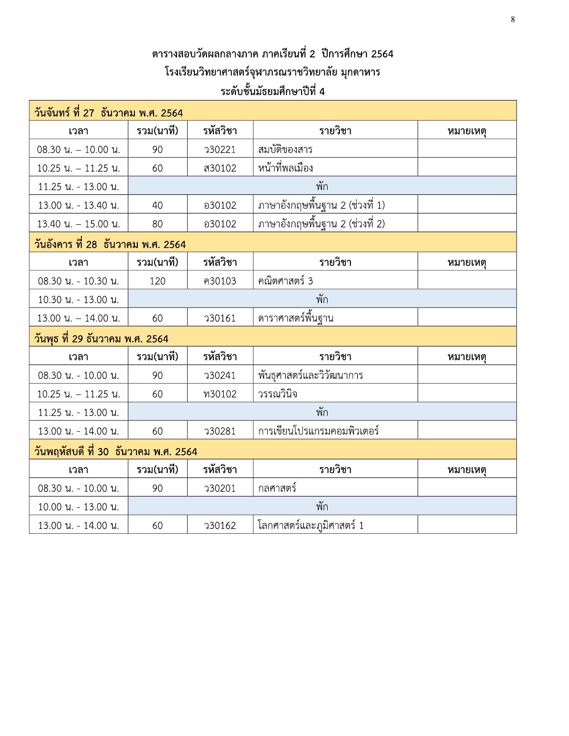## ตารางสอบวัดผลกลางภาค ภาคเรียนที่ 2 ปีการศึกษา 2564
## โรงเรียนวิทยาศาสตร์จุฬาภรณราชวิทยาลัย มุกดาหาร
## ระดับชั้นมัธยมศึกษาปีที่ 4

| วันจันทร์ ที่ 27 ธันวาคม พ.ศ. 2564 | | | | |
|---|---|---|---|---|
| **เวลา** | **รวม(นาที)** | **รหัสวิชา** | **รายวิชา** | **หมายเหตุ** |
| 08.30 น. – 10.00 น. | 90 | ว30221 | สมบัติของสาร | |
| 10.25 น. – 11.25 น. | 60 | ส30102 | หน้าที่พลเมือง | |
| 11.25 น. - 13.00 น. | พัก | | | |
| 13.00 น. - 13.40 น. | 40 | อ30102 | ภาษาอังกฤษพื้นฐาน 2 (ช่วงที่ 1) | |
| 13.40 น. – 15.00 น. | 80 | อ30102 | ภาษาอังกฤษพื้นฐาน 2 (ช่วงที่ 2) | |
| **วันอังคาร ที่ 28 ธันวาคม พ.ศ. 2564** | | | | |
| **เวลา** | **รวม(นาที)** | **รหัสวิชา** | **รายวิชา** | **หมายเหตุ** |
| 08.30 น. - 10.30 น. | 120 | ค30103 | คณิตศาสตร์ 3 | |
| 10.30 น. - 13.00 น. | พัก | | | |
| 13.00 น. – 14.00 น. | 60 | ว30161 | ดาราศาสตร์พื้นฐาน | |
| **วันพุธ ที่ 29 ธันวาคม พ.ศ. 2564** | | | | |
| **เวลา** | **รวม(นาที)** | **รหัสวิชา** | **รายวิชา** | **หมายเหตุ** |
| 08.30 น. - 10.00 น. | 90 | ว30241 | พันธุศาสตร์และวิวัฒนาการ | |
| 10.25 น. – 11.25 น. | 60 | ท30102 | วรรณวินิจ | |
| 11.25 น. - 13.00 น. | พัก | | | |
| 13.00 น. - 14.00 น. | 60 | ว30281 | การเขียนโปรแกรมคอมพิวเตอร์ | |
| **วันพฤหัสบดี ที่ 30 ธันวาคม พ.ศ. 2564** | | | | |
| **เวลา** | **รวม(นาที)** | **รหัสวิชา** | **รายวิชา** | **หมายเหตุ** |
| 08.30 น. - 10.00 น. | 90 | ว30201 | กลศาสตร์ | |
| 10.00 น. - 13.00 น. | พัก | | | |
| 13.00 น. - 14.00 น. | 60 | ว30162 | โลกศาสตร์และภูมิศาสตร์ 1 | |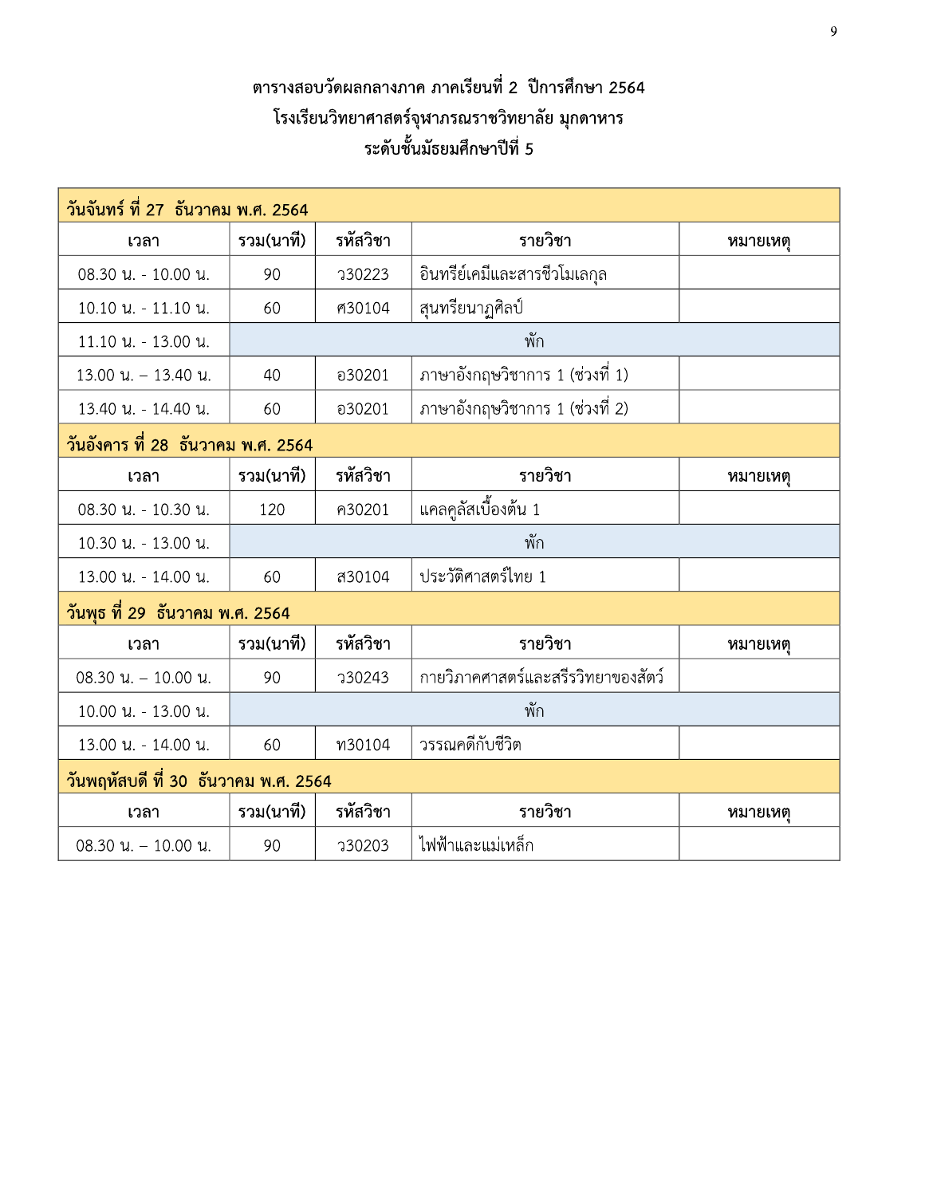**ตารางสอบวัดผลกลางภาค ภาคเรียนที่ 2 ปีการศึกษา 2564**

**โรงเรียนวิทยาศาสตร์จุฬาภรณราชวิทยาลัย มุกดาหาร**

**ระดับชั้นมัธยมศึกษาปีที่ 5**

| **วันจันทร์ ที่ 27 ธันวาคม พ.ศ. 2564** | | | | |
|---|---|---|---|---|
| **เวลา** | **รวม(นาที)** | **รหัสวิชา** | **รายวิชา** | **หมายเหตุ** |
| 08.30 น. - 10.00 น. | 90 | ว30223 | อินทรีย์เคมีและสารชีวโมเลกุล | |
| 10.10 น. - 11.10 น. | 60 | ศ30104 | สุนทรียนาฏศิลป์ | |
| 11.10 น. - 13.00 น. | พัก | | | |
| 13.00 น. – 13.40 น. | 40 | อ30201 | ภาษาอังกฤษวิชาการ 1 (ช่วงที่ 1) | |
| 13.40 น. - 14.40 น. | 60 | อ30201 | ภาษาอังกฤษวิชาการ 1 (ช่วงที่ 2) | |
| **วันอังคาร ที่ 28 ธันวาคม พ.ศ. 2564** | | | | |
| **เวลา** | **รวม(นาที)** | **รหัสวิชา** | **รายวิชา** | **หมายเหตุ** |
| 08.30 น. - 10.30 น. | 120 | ค30201 | แคลคูลัสเบื้องต้น 1 | |
| 10.30 น. - 13.00 น. | พัก | | | |
| 13.00 น. - 14.00 น. | 60 | ส30104 | ประวัติศาสตร์ไทย 1 | |
| **วันพุธ ที่ 29 ธันวาคม พ.ศ. 2564** | | | | |
| **เวลา** | **รวม(นาที)** | **รหัสวิชา** | **รายวิชา** | **หมายเหตุ** |
| 08.30 น. – 10.00 น. | 90 | ว30243 | กายวิภาคศาสตร์และสรีรวิทยาของสัตว์ | |
| 10.00 น. - 13.00 น. | พัก | | | |
| 13.00 น. - 14.00 น. | 60 | ท30104 | วรรณคดีกับชีวิต | |
| **วันพฤหัสบดี ที่ 30 ธันวาคม พ.ศ. 2564** | | | | |
| **เวลา** | **รวม(นาที)** | **รหัสวิชา** | **รายวิชา** | **หมายเหตุ** |
| 08.30 น. – 10.00 น. | 90 | ว30203 | ไฟฟ้าและแม่เหล็ก | |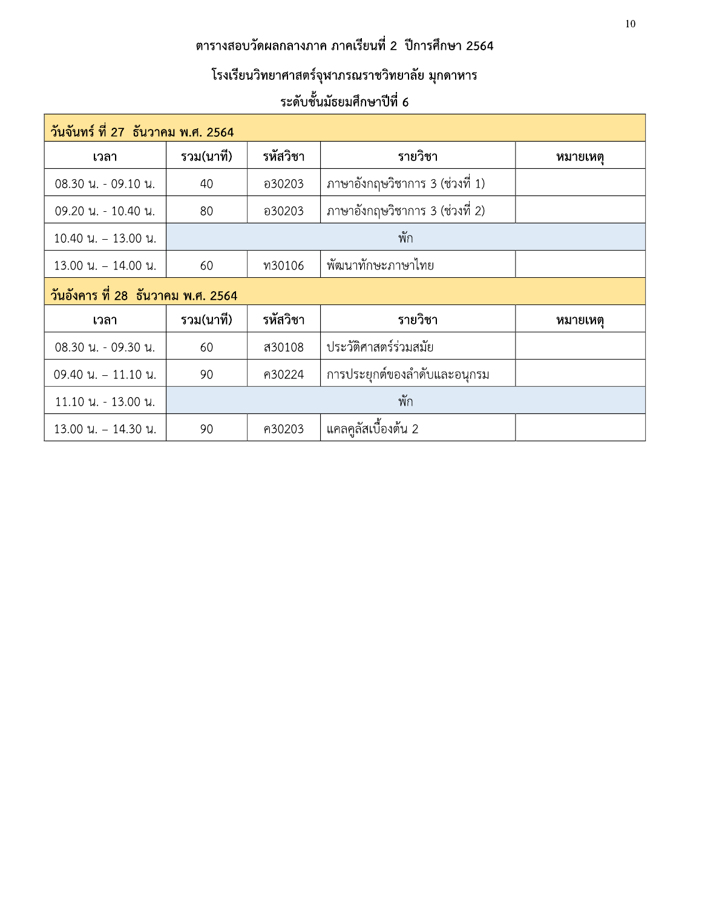# ตารางสอบวัดผลกลางภาค ภาคเรียนที่ 2 ปีการศึกษา 2564

## โรงเรียนวิทยาศาสตร์จุฬาภรณราชวิทยาลัย มุกดาหาร

### ระดับชั้นมัธยมศึกษาปีที่ 6

| **วันจันทร์ ที่ 27 ธันวาคม พ.ศ. 2564** | | | | |
|---|---|---|---|---|
| **เวลา** | **รวม(นาที)** | **รหัสวิชา** | **รายวิชา** | **หมายเหตุ** |
| 08.30 น. - 09.10 น. | 40 | อ30203 | ภาษาอังกฤษวิชาการ 3 (ช่วงที่ 1) | |
| 09.20 น. - 10.40 น. | 80 | อ30203 | ภาษาอังกฤษวิชาการ 3 (ช่วงที่ 2) | |
| 10.40 น. – 13.00 น. | พัก | | | |
| 13.00 น. – 14.00 น. | 60 | ท30106 | พัฒนาทักษะภาษาไทย | |
| **วันอังคาร ที่ 28 ธันวาคม พ.ศ. 2564** | | | | |
| **เวลา** | **รวม(นาที)** | **รหัสวิชา** | **รายวิชา** | **หมายเหตุ** |
| 08.30 น. - 09.30 น. | 60 | ส30108 | ประวัติศาสตร์ร่วมสมัย | |
| 09.40 น. – 11.10 น. | 90 | ค30224 | การประยุกต์ของลำดับและอนุกรม | |
| 11.10 น. - 13.00 น. | พัก | | | |
| 13.00 น. – 14.30 น. | 90 | ค30203 | แคลคูลัสเบื้องต้น 2 | |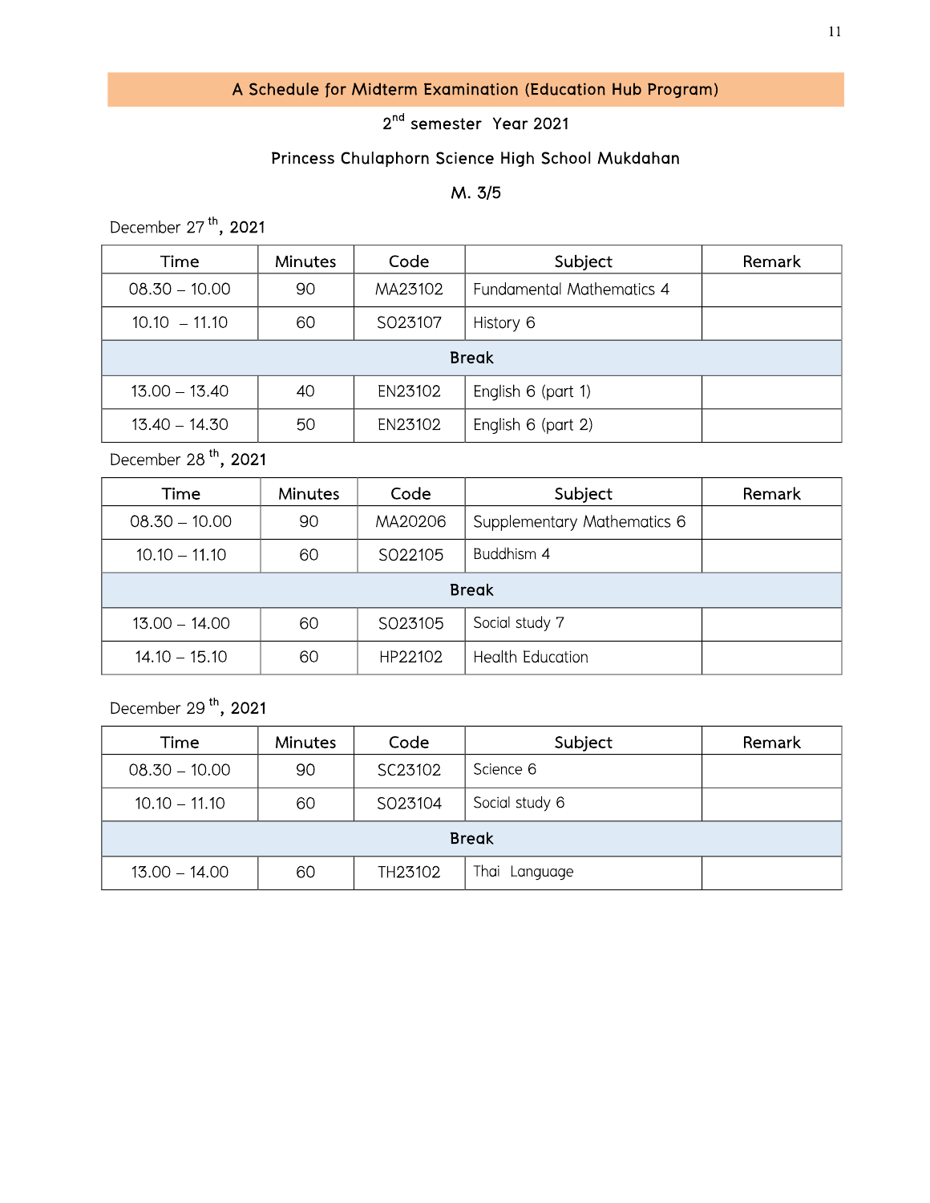# A Schedule for Midterm Examination (Education Hub Program)

2nd semester Year 2021

Princess Chulaphorn Science High School Mukdahan

M. 3/5

December 27th, 2021

| Time | Minutes | Code | Subject | Remark |
|---|---|---|---|---|
| 08.30 – 10.00 | 90 | MA23102 | Fundamental Mathematics 4 | |
| 10.10 – 11.10 | 60 | SO23107 | History 6 | |
| Break | | | | |
| 13.00 – 13.40 | 40 | EN23102 | English 6 (part 1) | |
| 13.40 – 14.30 | 50 | EN23102 | English 6 (part 2) | |

December 28th, 2021

| Time | Minutes | Code | Subject | Remark |
|---|---|---|---|---|
| 08.30 – 10.00 | 90 | MA20206 | Supplementary Mathematics 6 | |
| 10.10 – 11.10 | 60 | SO22105 | Buddhism 4 | |
| Break | | | | |
| 13.00 – 14.00 | 60 | SO23105 | Social study 7 | |
| 14.10 – 15.10 | 60 | HP22102 | Health Education | |

December 29th, 2021

| Time | Minutes | Code | Subject | Remark |
|---|---|---|---|---|
| 08.30 – 10.00 | 90 | SC23102 | Science 6 | |
| 10.10 – 11.10 | 60 | SO23104 | Social study 6 | |
| Break | | | | |
| 13.00 – 14.00 | 60 | TH23102 | Thai Language | |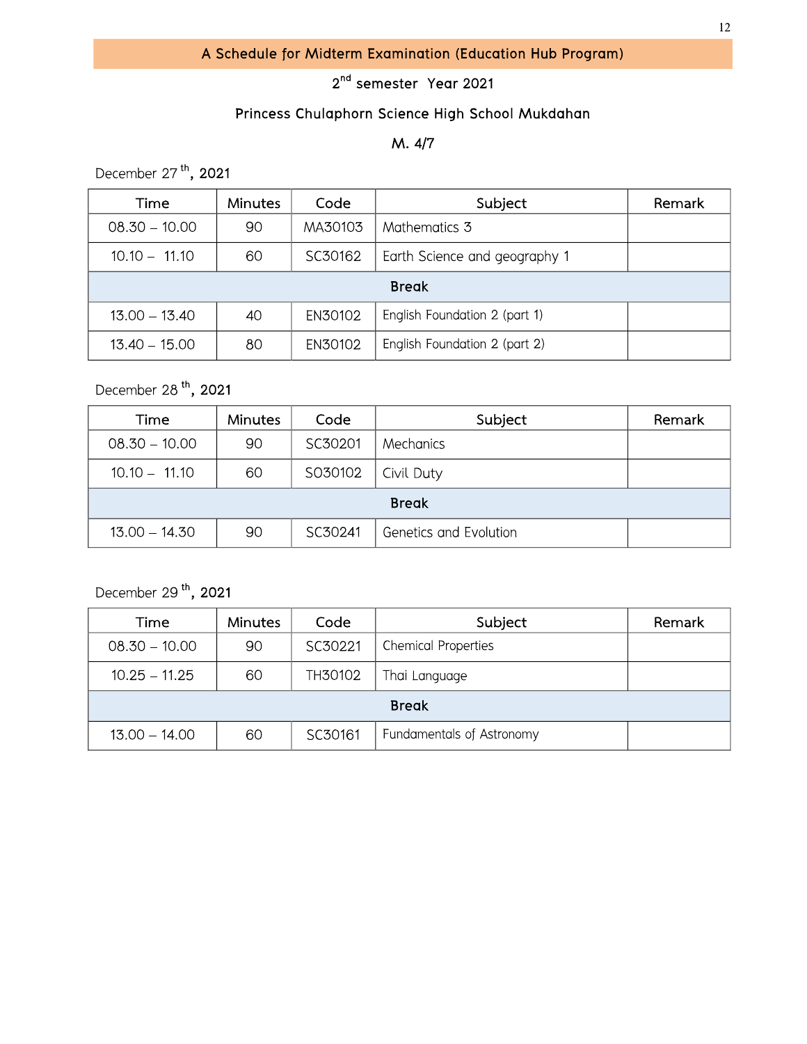## A Schedule for Midterm Examination (Education Hub Program)

2nd semester Year 2021

Princess Chulaphorn Science High School Mukdahan

M. 4/7

December 27th, 2021

| Time | Minutes | Code | Subject | Remark |
|---|---|---|---|---|
| 08.30 – 10.00 | 90 | MA30103 | Mathematics 3 | |
| 10.10 – 11.10 | 60 | SC30162 | Earth Science and geography 1 | |
| Break | | | | |
| 13.00 – 13.40 | 40 | EN30102 | English Foundation 2 (part 1) | |
| 13.40 – 15.00 | 80 | EN30102 | English Foundation 2 (part 2) | |

December 28th, 2021

| Time | Minutes | Code | Subject | Remark |
|---|---|---|---|---|
| 08.30 – 10.00 | 90 | SC30201 | Mechanics | |
| 10.10 – 11.10 | 60 | SO30102 | Civil Duty | |
| Break | | | | |
| 13.00 – 14.30 | 90 | SC30241 | Genetics and Evolution | |

December 29th, 2021

| Time | Minutes | Code | Subject | Remark |
|---|---|---|---|---|
| 08.30 – 10.00 | 90 | SC30221 | Chemical Properties | |
| 10.25 – 11.25 | 60 | TH30102 | Thai Language | |
| Break | | | | |
| 13.00 – 14.00 | 60 | SC30161 | Fundamentals of Astronomy | |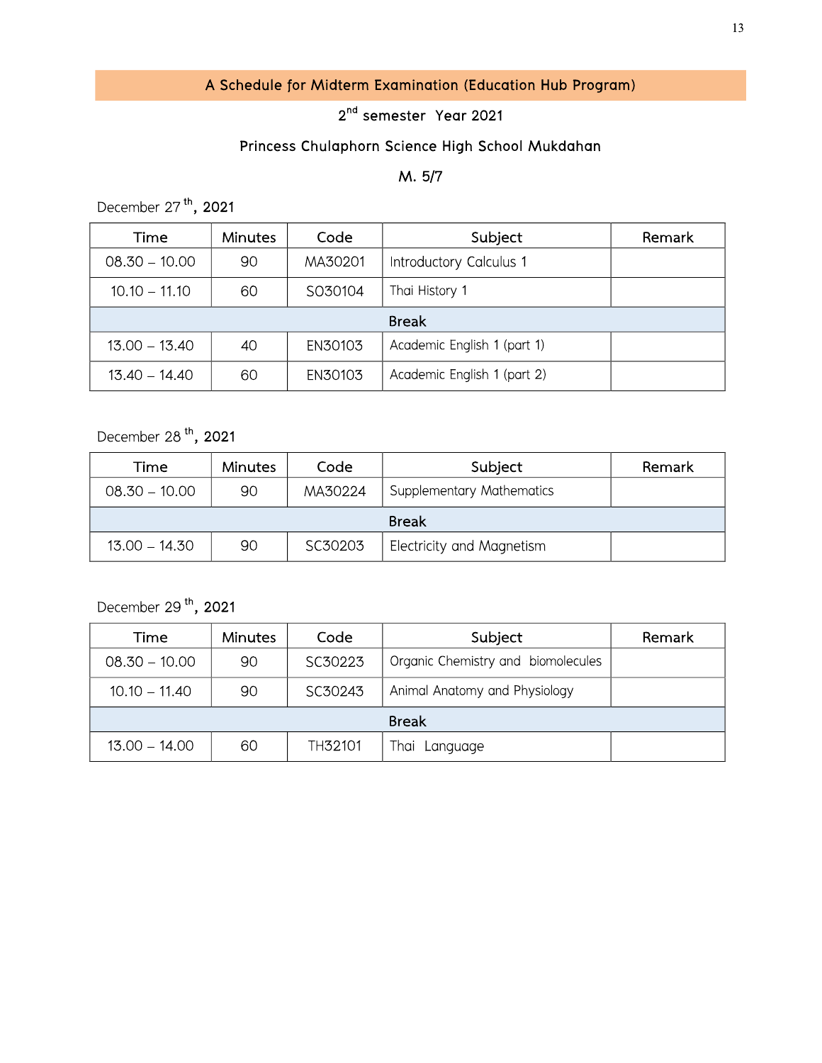## A Schedule for Midterm Examination (Education Hub Program)

2nd semester Year 2021

Princess Chulaphorn Science High School Mukdahan

M. 5/7

December 27th, 2021

| Time | Minutes | Code | Subject | Remark |
|---|---|---|---|---|
| 08.30 – 10.00 | 90 | MA30201 | Introductory Calculus 1 | |
| 10.10 – 11.10 | 60 | SO30104 | Thai History 1 | |
| Break | | | | |
| 13.00 – 13.40 | 40 | EN30103 | Academic English 1 (part 1) | |
| 13.40 – 14.40 | 60 | EN30103 | Academic English 1 (part 2) | |

December 28th, 2021

| Time | Minutes | Code | Subject | Remark |
|---|---|---|---|---|
| 08.30 – 10.00 | 90 | MA30224 | Supplementary Mathematics | |
| Break | | | | |
| 13.00 – 14.30 | 90 | SC30203 | Electricity and Magnetism | |

December 29th, 2021

| Time | Minutes | Code | Subject | Remark |
|---|---|---|---|---|
| 08.30 – 10.00 | 90 | SC30223 | Organic Chemistry and biomolecules | |
| 10.10 – 11.40 | 90 | SC30243 | Animal Anatomy and Physiology | |
| Break | | | | |
| 13.00 – 14.00 | 60 | TH32101 | Thai Language | |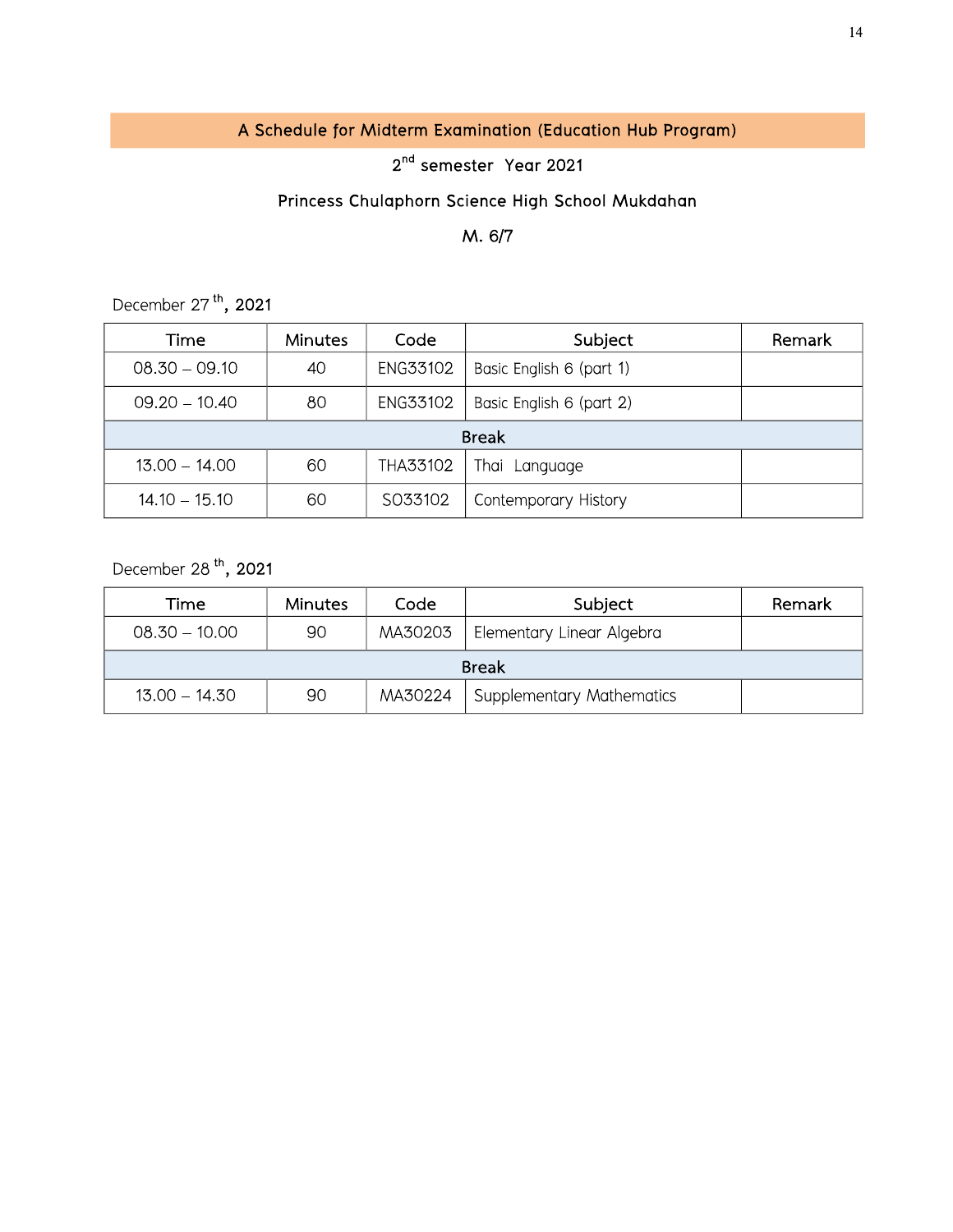## A Schedule for Midterm Examination (Education Hub Program)

2nd semester Year 2021

Princess Chulaphorn Science High School Mukdahan

M. 6/7

December 27th, 2021

| Time | Minutes | Code | Subject | Remark |
|---|---|---|---|---|
| 08.30 – 09.10 | 40 | ENG33102 | Basic English 6 (part 1) | |
| 09.20 – 10.40 | 80 | ENG33102 | Basic English 6 (part 2) | |
| Break | | | | |
| 13.00 – 14.00 | 60 | THA33102 | Thai Language | |
| 14.10 – 15.10 | 60 | SO33102 | Contemporary History | |

December 28th, 2021

| Time | Minutes | Code | Subject | Remark |
|---|---|---|---|---|
| 08.30 – 10.00 | 90 | MA30203 | Elementary Linear Algebra | |
| Break | | | | |
| 13.00 – 14.30 | 90 | MA30224 | Supplementary Mathematics | |